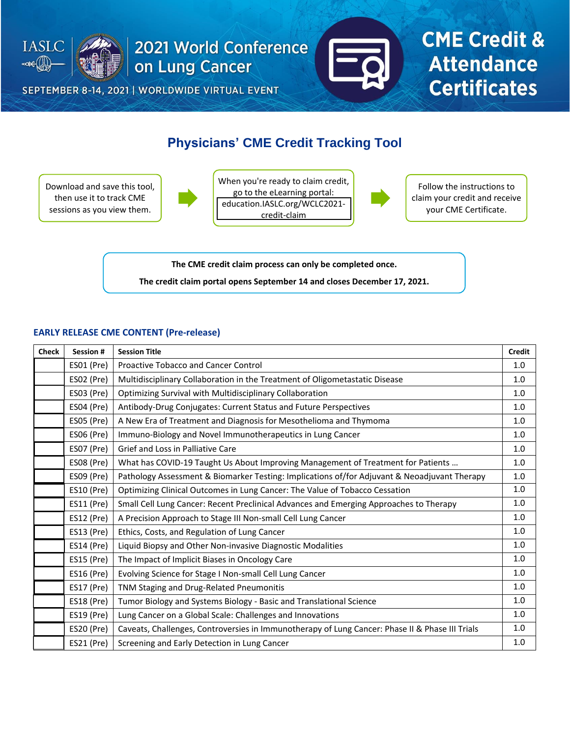# 2021 World Conference on Lung Cancer

SEPTEMBER 8-14, 2021 | WORLDWIDE VIRTUAL EVENT

# CME Credit & Attendance Certificates

## Physicians' CME Credit Tracking Tool

Download and save this tool, then use it to track CME sessions as you view them.

When you're ready to claim credit, go to the eLearning portal: education.IASLC.org/WCLC2021-credit-claim

Follow the instructions to claim your credit and receive your CME Certificate.

**The CME credit claim process can only be completed once.**

**The credit claim portal opens September 14 and closes December 17, 2021.**

### EARLY RELEASE CME CONTENT (Pre-release)

| Check | Session # | Session Title | Credit |
|---|---|---|---|
| | ES01 (Pre) | Proactive Tobacco and Cancer Control | 1.0 |
| | ES02 (Pre) | Multidisciplinary Collaboration in the Treatment of Oligometastatic Disease | 1.0 |
| | ES03 (Pre) | Optimizing Survival with Multidisciplinary Collaboration | 1.0 |
| | ES04 (Pre) | Antibody-Drug Conjugates: Current Status and Future Perspectives | 1.0 |
| | ES05 (Pre) | A New Era of Treatment and Diagnosis for Mesothelioma and Thymoma | 1.0 |
| | ES06 (Pre) | Immuno-Biology and Novel Immunotherapeutics in Lung Cancer | 1.0 |
| | ES07 (Pre) | Grief and Loss in Palliative Care | 1.0 |
| | ES08 (Pre) | What has COVID-19 Taught Us About Improving Management of Treatment for Patients … | 1.0 |
| | ES09 (Pre) | Pathology Assessment & Biomarker Testing: Implications of/for Adjuvant & Neoadjuvant Therapy | 1.0 |
| | ES10 (Pre) | Optimizing Clinical Outcomes in Lung Cancer: The Value of Tobacco Cessation | 1.0 |
| | ES11 (Pre) | Small Cell Lung Cancer: Recent Preclinical Advances and Emerging Approaches to Therapy | 1.0 |
| | ES12 (Pre) | A Precision Approach to Stage III Non-small Cell Lung Cancer | 1.0 |
| | ES13 (Pre) | Ethics, Costs, and Regulation of Lung Cancer | 1.0 |
| | ES14 (Pre) | Liquid Biopsy and Other Non-invasive Diagnostic Modalities | 1.0 |
| | ES15 (Pre) | The Impact of Implicit Biases in Oncology Care | 1.0 |
| | ES16 (Pre) | Evolving Science for Stage I Non-small Cell Lung Cancer | 1.0 |
| | ES17 (Pre) | TNM Staging and Drug-Related Pneumonitis | 1.0 |
| | ES18 (Pre) | Tumor Biology and Systems Biology - Basic and Translational Science | 1.0 |
| | ES19 (Pre) | Lung Cancer on a Global Scale: Challenges and Innovations | 1.0 |
| | ES20 (Pre) | Caveats, Challenges, Controversies in Immunotherapy of Lung Cancer: Phase II & Phase III Trials | 1.0 |
| | ES21 (Pre) | Screening and Early Detection in Lung Cancer | 1.0 |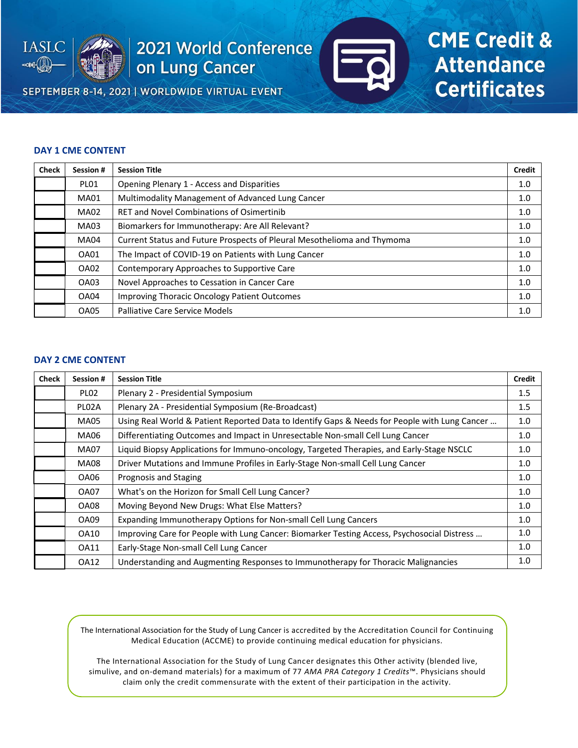# 2021 World Conference on Lung Cancer

SEPTEMBER 8-14, 2021 | WORLDWIDE VIRTUAL EVENT

# CME Credit & Attendance Certificates

## DAY 1 CME CONTENT

| Check | Session # | Session Title | Credit |
|---|---|---|---|
| | PL01 | Opening Plenary 1 - Access and Disparities | 1.0 |
| | MA01 | Multimodality Management of Advanced Lung Cancer | 1.0 |
| | MA02 | RET and Novel Combinations of Osimertinib | 1.0 |
| | MA03 | Biomarkers for Immunotherapy: Are All Relevant? | 1.0 |
| | MA04 | Current Status and Future Prospects of Pleural Mesothelioma and Thymoma | 1.0 |
| | OA01 | The Impact of COVID-19 on Patients with Lung Cancer | 1.0 |
| | OA02 | Contemporary Approaches to Supportive Care | 1.0 |
| | OA03 | Novel Approaches to Cessation in Cancer Care | 1.0 |
| | OA04 | Improving Thoracic Oncology Patient Outcomes | 1.0 |
| | OA05 | Palliative Care Service Models | 1.0 |

## DAY 2 CME CONTENT

| Check | Session # | Session Title | Credit |
|---|---|---|---|
| | PL02 | Plenary 2 - Presidential Symposium | 1.5 |
| | PL02A | Plenary 2A - Presidential Symposium (Re-Broadcast) | 1.5 |
| | MA05 | Using Real World & Patient Reported Data to Identify Gaps & Needs for People with Lung Cancer … | 1.0 |
| | MA06 | Differentiating Outcomes and Impact in Unresectable Non-small Cell Lung Cancer | 1.0 |
| | MA07 | Liquid Biopsy Applications for Immuno-oncology, Targeted Therapies, and Early-Stage NSCLC | 1.0 |
| | MA08 | Driver Mutations and Immune Profiles in Early-Stage Non-small Cell Lung Cancer | 1.0 |
| | OA06 | Prognosis and Staging | 1.0 |
| | OA07 | What's on the Horizon for Small Cell Lung Cancer? | 1.0 |
| | OA08 | Moving Beyond New Drugs: What Else Matters? | 1.0 |
| | OA09 | Expanding Immunotherapy Options for Non-small Cell Lung Cancers | 1.0 |
| | OA10 | Improving Care for People with Lung Cancer: Biomarker Testing Access, Psychosocial Distress … | 1.0 |
| | OA11 | Early-Stage Non-small Cell Lung Cancer | 1.0 |
| | OA12 | Understanding and Augmenting Responses to Immunotherapy for Thoracic Malignancies | 1.0 |

The International Association for the Study of Lung Cancer is accredited by the Accreditation Council for Continuing Medical Education (ACCME) to provide continuing medical education for physicians.

The International Association for the Study of Lung Cancer designates this Other activity (blended live, simulive, and on-demand materials) for a maximum of 77 *AMA PRA Category 1 Credits*™. Physicians should claim only the credit commensurate with the extent of their participation in the activity.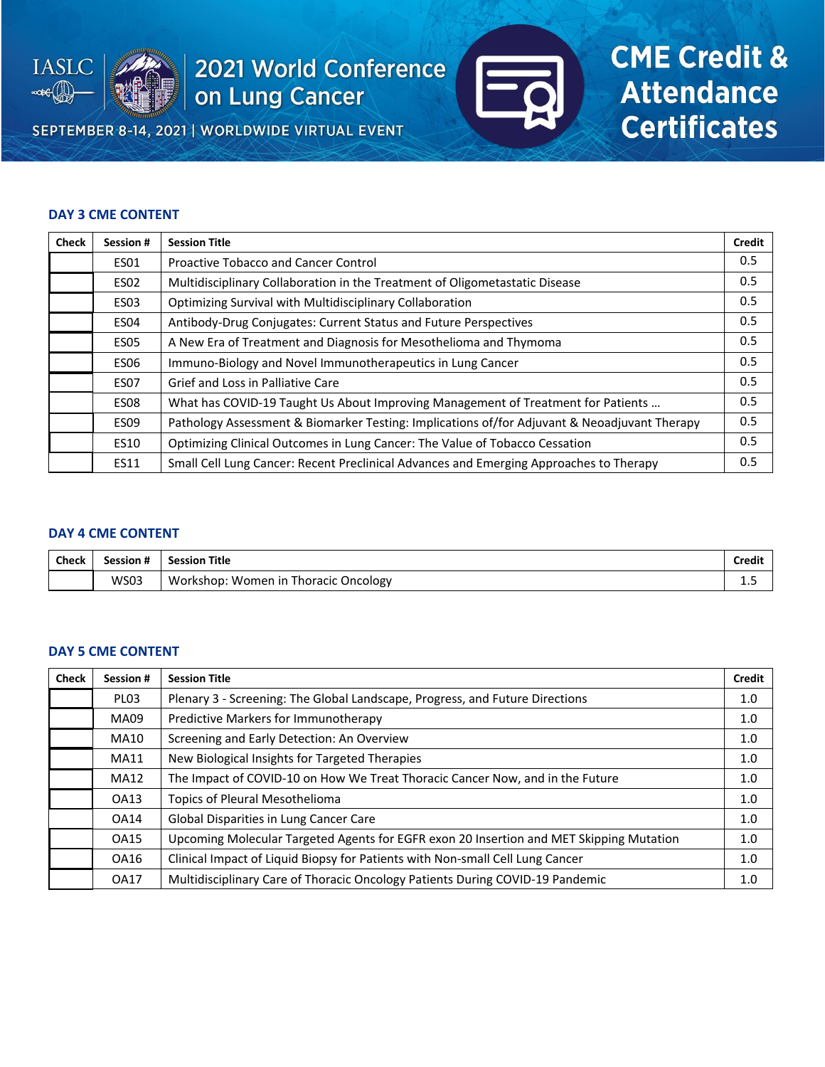## DAY 3 CME CONTENT

| Check | Session # | Session Title | Credit |
|---|---|---|---|
| | ES01 | Proactive Tobacco and Cancer Control | 0.5 |
| | ES02 | Multidisciplinary Collaboration in the Treatment of Oligometastatic Disease | 0.5 |
| | ES03 | Optimizing Survival with Multidisciplinary Collaboration | 0.5 |
| | ES04 | Antibody-Drug Conjugates: Current Status and Future Perspectives | 0.5 |
| | ES05 | A New Era of Treatment and Diagnosis for Mesothelioma and Thymoma | 0.5 |
| | ES06 | Immuno-Biology and Novel Immunotherapeutics in Lung Cancer | 0.5 |
| | ES07 | Grief and Loss in Palliative Care | 0.5 |
| | ES08 | What has COVID-19 Taught Us About Improving Management of Treatment for Patients … | 0.5 |
| | ES09 | Pathology Assessment & Biomarker Testing: Implications of/for Adjuvant & Neoadjuvant Therapy | 0.5 |
| | ES10 | Optimizing Clinical Outcomes in Lung Cancer: The Value of Tobacco Cessation | 0.5 |
| | ES11 | Small Cell Lung Cancer: Recent Preclinical Advances and Emerging Approaches to Therapy | 0.5 |

## DAY 4 CME CONTENT

| Check | Session # | Session Title | Credit |
|---|---|---|---|
| | WS03 | Workshop: Women in Thoracic Oncology | 1.5 |

## DAY 5 CME CONTENT

| Check | Session # | Session Title | Credit |
|---|---|---|---|
| | PL03 | Plenary 3 - Screening: The Global Landscape, Progress, and Future Directions | 1.0 |
| | MA09 | Predictive Markers for Immunotherapy | 1.0 |
| | MA10 | Screening and Early Detection: An Overview | 1.0 |
| | MA11 | New Biological Insights for Targeted Therapies | 1.0 |
| | MA12 | The Impact of COVID-10 on How We Treat Thoracic Cancer Now, and in the Future | 1.0 |
| | OA13 | Topics of Pleural Mesothelioma | 1.0 |
| | OA14 | Global Disparities in Lung Cancer Care | 1.0 |
| | OA15 | Upcoming Molecular Targeted Agents for EGFR exon 20 Insertion and MET Skipping Mutation | 1.0 |
| | OA16 | Clinical Impact of Liquid Biopsy for Patients with Non-small Cell Lung Cancer | 1.0 |
| | OA17 | Multidisciplinary Care of Thoracic Oncology Patients During COVID-19 Pandemic | 1.0 |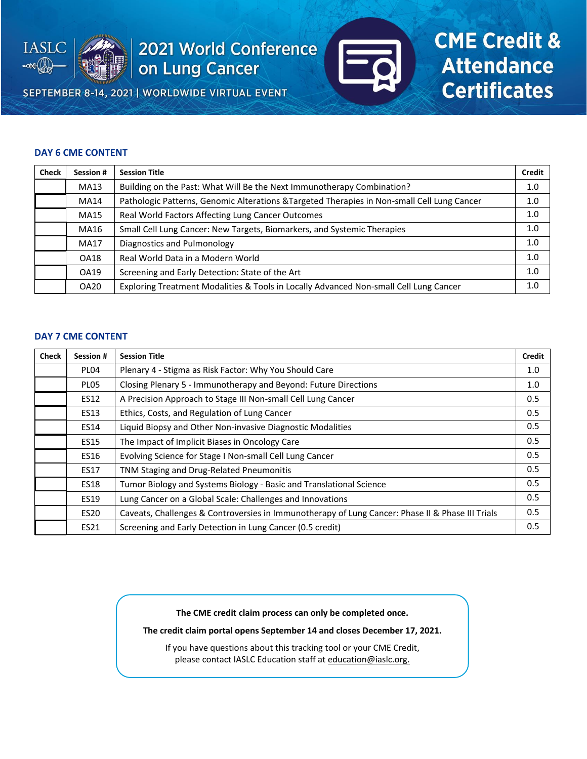# 2021 World Conference on Lung Cancer

SEPTEMBER 8-14, 2021 | WORLDWIDE VIRTUAL EVENT

# CME Credit & Attendance Certificates

## DAY 6 CME CONTENT

| Check | Session # | Session Title | Credit |
|---|---|---|---|
| | MA13 | Building on the Past: What Will Be the Next Immunotherapy Combination? | 1.0 |
| | MA14 | Pathologic Patterns, Genomic Alterations &Targeted Therapies in Non-small Cell Lung Cancer | 1.0 |
| | MA15 | Real World Factors Affecting Lung Cancer Outcomes | 1.0 |
| | MA16 | Small Cell Lung Cancer: New Targets, Biomarkers, and Systemic Therapies | 1.0 |
| | MA17 | Diagnostics and Pulmonology | 1.0 |
| | OA18 | Real World Data in a Modern World | 1.0 |
| | OA19 | Screening and Early Detection: State of the Art | 1.0 |
| | OA20 | Exploring Treatment Modalities & Tools in Locally Advanced Non-small Cell Lung Cancer | 1.0 |

## DAY 7 CME CONTENT

| Check | Session # | Session Title | Credit |
|---|---|---|---|
| | PL04 | Plenary 4 - Stigma as Risk Factor: Why You Should Care | 1.0 |
| | PL05 | Closing Plenary 5 - Immunotherapy and Beyond: Future Directions | 1.0 |
| | ES12 | A Precision Approach to Stage III Non-small Cell Lung Cancer | 0.5 |
| | ES13 | Ethics, Costs, and Regulation of Lung Cancer | 0.5 |
| | ES14 | Liquid Biopsy and Other Non-invasive Diagnostic Modalities | 0.5 |
| | ES15 | The Impact of Implicit Biases in Oncology Care | 0.5 |
| | ES16 | Evolving Science for Stage I Non-small Cell Lung Cancer | 0.5 |
| | ES17 | TNM Staging and Drug-Related Pneumonitis | 0.5 |
| | ES18 | Tumor Biology and Systems Biology - Basic and Translational Science | 0.5 |
| | ES19 | Lung Cancer on a Global Scale: Challenges and Innovations | 0.5 |
| | ES20 | Caveats, Challenges & Controversies in Immunotherapy of Lung Cancer: Phase II & Phase III Trials | 0.5 |
| | ES21 | Screening and Early Detection in Lung Cancer (0.5 credit) | 0.5 |

**The CME credit claim process can only be completed once.**

**The credit claim portal opens September 14 and closes December 17, 2021.**

If you have questions about this tracking tool or your CME Credit, please contact IASLC Education staff at education@iaslc.org.